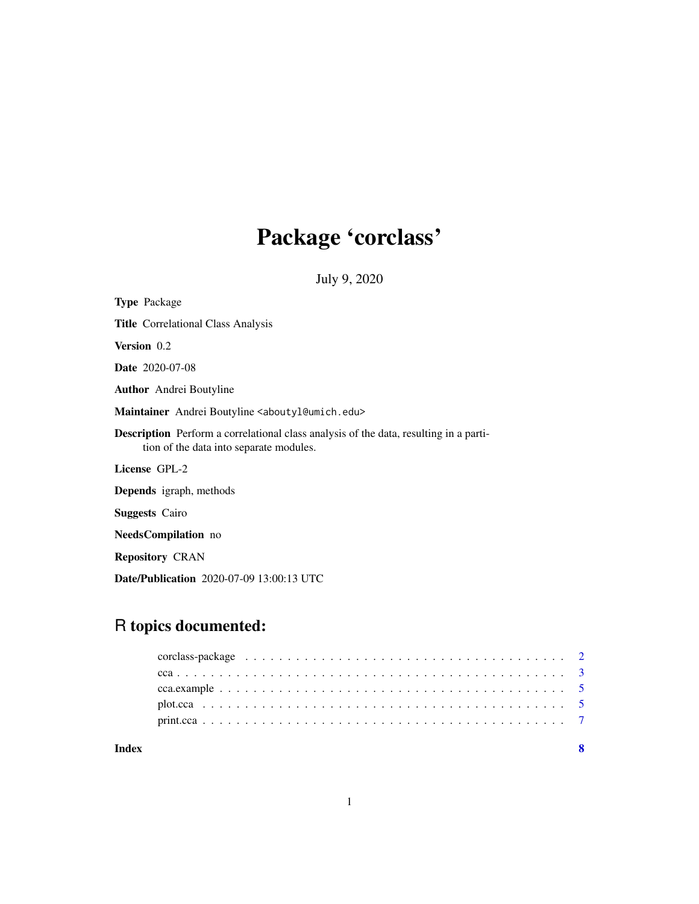# Package 'corclass'

July 9, 2020

**Type** Package

**Title** Correlational Class Analysis

**Version** 0.2

**Date** 2020-07-08

**Author** Andrei Boutyline

**Maintainer** Andrei Boutyline <aboutyl@umich.edu>

**Description** Perform a correlational class analysis of the data, resulting in a partition of the data into separate modules.

**License** GPL-2

**Depends** igraph, methods

**Suggests** Cairo

**NeedsCompilation** no

**Repository** CRAN

**Date/Publication** 2020-07-09 13:00:13 UTC

## R topics documented:

- corclass-package . . . . . . . . . . . . . . . . . . . . . . . . . . . . . . . . . . . . . . 2
- cca . . . . . . . . . . . . . . . . . . . . . . . . . . . . . . . . . . . . . . . . . . . . . 3
- cca.example . . . . . . . . . . . . . . . . . . . . . . . . . . . . . . . . . . . . . . . . 5
- plot.cca . . . . . . . . . . . . . . . . . . . . . . . . . . . . . . . . . . . . . . . . . . 5
- print.cca . . . . . . . . . . . . . . . . . . . . . . . . . . . . . . . . . . . . . . . . . . 7

**Index** **8**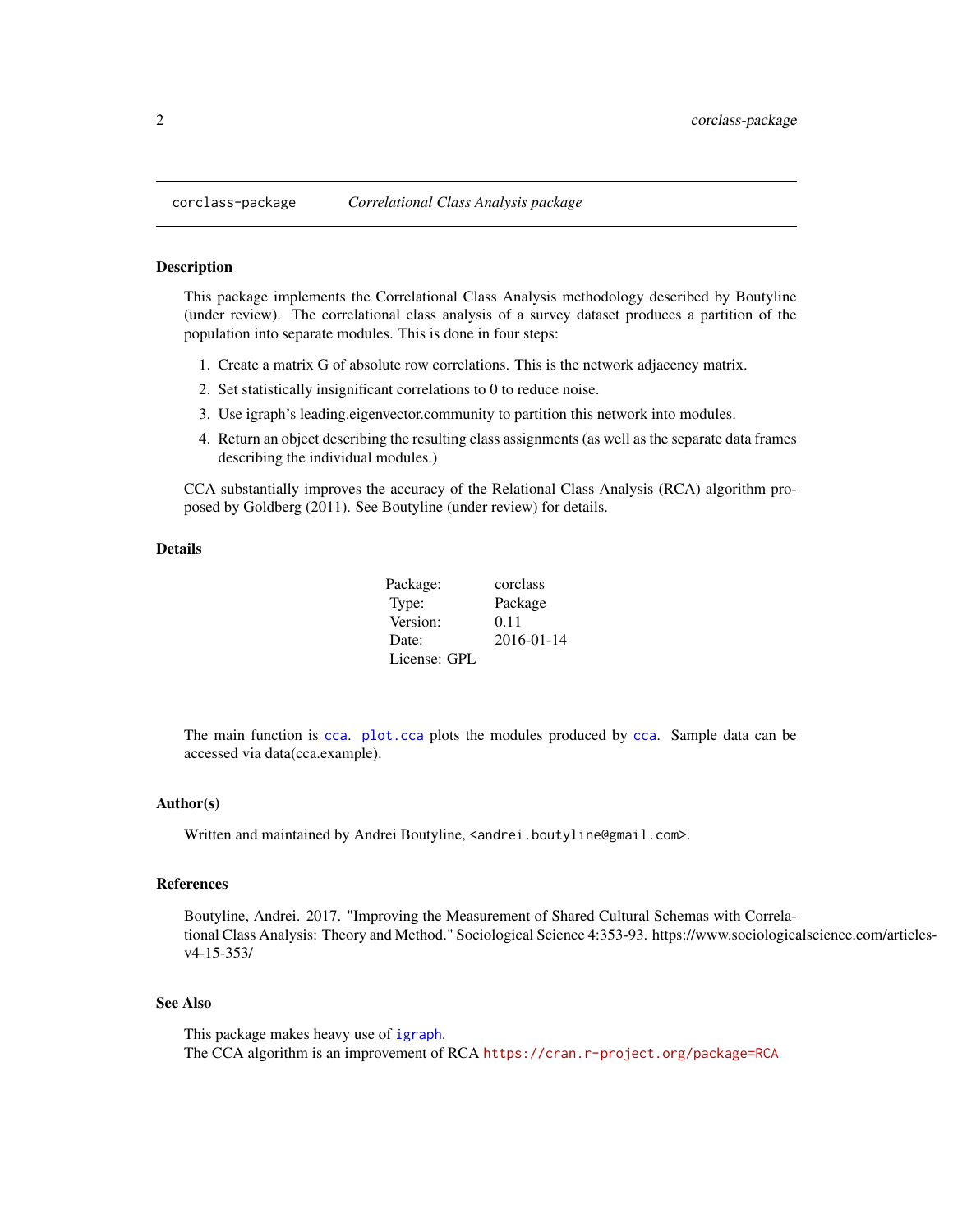`corclass-package` *Correlational Class Analysis package*

### Description

This package implements the Correlational Class Analysis methodology described by Boutyline (under review). The correlational class analysis of a survey dataset produces a partition of the population into separate modules. This is done in four steps:

1. Create a matrix G of absolute row correlations. This is the network adjacency matrix.
2. Set statistically insignificant correlations to 0 to reduce noise.
3. Use igraph's leading.eigenvector.community to partition this network into modules.
4. Return an object describing the resulting class assignments (as well as the separate data frames describing the individual modules.)

CCA substantially improves the accuracy of the Relational Class Analysis (RCA) algorithm proposed by Goldberg (2011). See Boutyline (under review) for details.

### Details

| | |
|---|---|
| Package: | corclass |
| Type: | Package |
| Version: | 0.11 |
| Date: | 2016-01-14 |
| License: | GPL |

The main function is `cca`. `plot.cca` plots the modules produced by `cca`. Sample data can be accessed via data(cca.example).

### Author(s)

Written and maintained by Andrei Boutyline, <andrei.boutyline@gmail.com>.

### References

Boutyline, Andrei. 2017. "Improving the Measurement of Shared Cultural Schemas with Correlational Class Analysis: Theory and Method." Sociological Science 4:353-93. https://www.sociologicalscience.com/articles-v4-15-353/

### See Also

This package makes heavy use of `igraph`.
The CCA algorithm is an improvement of RCA https://cran.r-project.org/package=RCA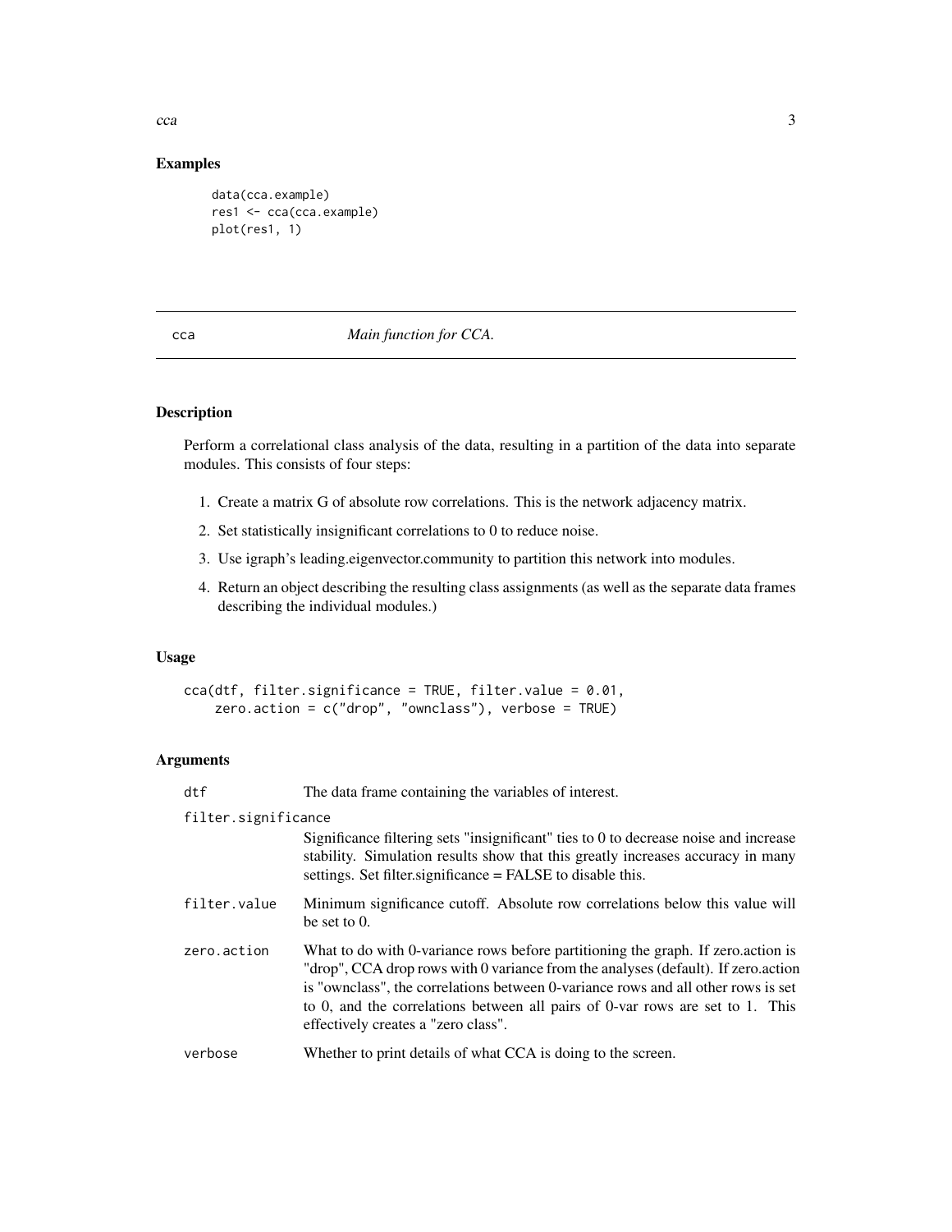## Examples

```
data(cca.example)
res1 <- cca(cca.example)
plot(res1, 1)
```

---

# cca — *Main function for CCA.*

## Description

Perform a correlational class analysis of the data, resulting in a partition of the data into separate modules. This consists of four steps:

1. Create a matrix G of absolute row correlations. This is the network adjacency matrix.
2. Set statistically insignificant correlations to 0 to reduce noise.
3. Use igraph's leading.eigenvector.community to partition this network into modules.
4. Return an object describing the resulting class assignments (as well as the separate data frames describing the individual modules.)

## Usage

```
cca(dtf, filter.significance = TRUE, filter.value = 0.01,
    zero.action = c("drop", "ownclass"), verbose = TRUE)
```

## Arguments

| Argument | Description |
|---|---|
| `dtf` | The data frame containing the variables of interest. |
| `filter.significance` | Significance filtering sets "insignificant" ties to 0 to decrease noise and increase stability. Simulation results show that this greatly increases accuracy in many settings. Set filter.significance = FALSE to disable this. |
| `filter.value` | Minimum significance cutoff. Absolute row correlations below this value will be set to 0. |
| `zero.action` | What to do with 0-variance rows before partitioning the graph. If zero.action is "drop", CCA drop rows with 0 variance from the analyses (default). If zero.action is "ownclass", the correlations between 0-variance rows and all other rows is set to 0, and the correlations between all pairs of 0-var rows are set to 1. This effectively creates a "zero class". |
| `verbose` | Whether to print details of what CCA is doing to the screen. |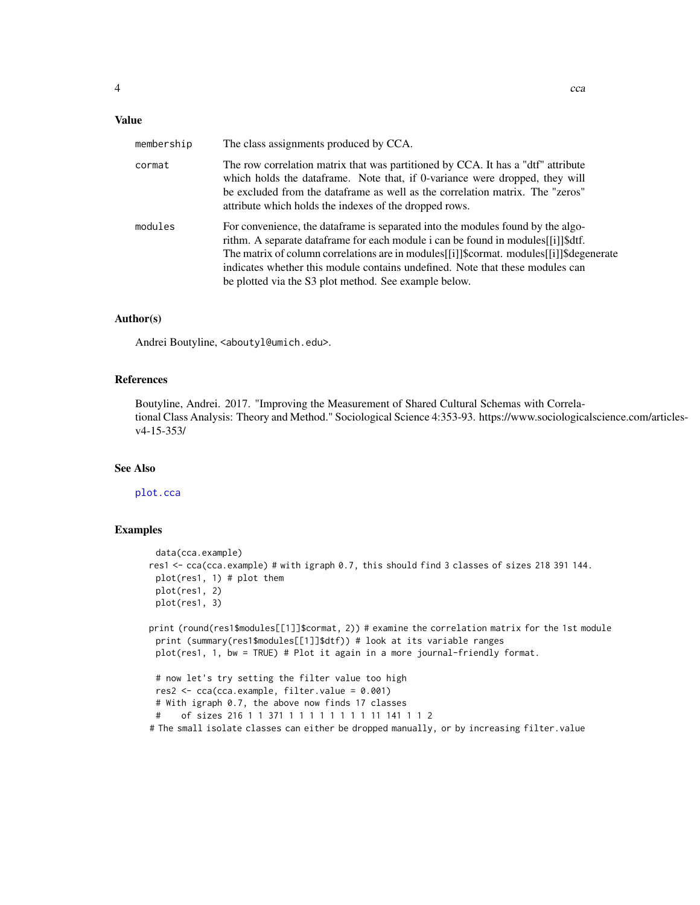## Value

- `membership` — The class assignments produced by CCA.
- `cormat` — The row correlation matrix that was partitioned by CCA. It has a "dtf" attribute which holds the dataframe. Note that, if 0-variance were dropped, they will be excluded from the dataframe as well as the correlation matrix. The "zeros" attribute which holds the indexes of the dropped rows.
- `modules` — For convenience, the dataframe is separated into the modules found by the algorithm. A separate dataframe for each module i can be found in modules[[i]]$dtf. The matrix of column correlations are in modules[[i]]$cormat. modules[[i]]$degenerate indicates whether this module contains undefined. Note that these modules can be plotted via the S3 plot method. See example below.

## Author(s)

Andrei Boutyline, <aboutyl@umich.edu>.

## References

Boutyline, Andrei. 2017. "Improving the Measurement of Shared Cultural Schemas with Correlational Class Analysis: Theory and Method." Sociological Science 4:353-93. https://www.sociologicalscience.com/articles-v4-15-353/

## See Also

plot.cca

## Examples

```
  data(cca.example)
res1 <- cca(cca.example) # with igraph 0.7, this should find 3 classes of sizes 218 391 144.
  plot(res1, 1) # plot them
  plot(res1, 2)
  plot(res1, 3)

print (round(res1$modules[[1]]$cormat, 2)) # examine the correlation matrix for the 1st module
  print (summary(res1$modules[[1]]$dtf)) # look at its variable ranges
  plot(res1, 1, bw = TRUE) # Plot it again in a more journal-friendly format.

  # now let's try setting the filter value too high
  res2 <- cca(cca.example, filter.value = 0.001)
  # With igraph 0.7, the above now finds 17 classes
  #    of sizes 216 1 1 371 1 1 1 1 1 1 1 1 11 141 1 1 2
# The small isolate classes can either be dropped manually, or by increasing filter.value
```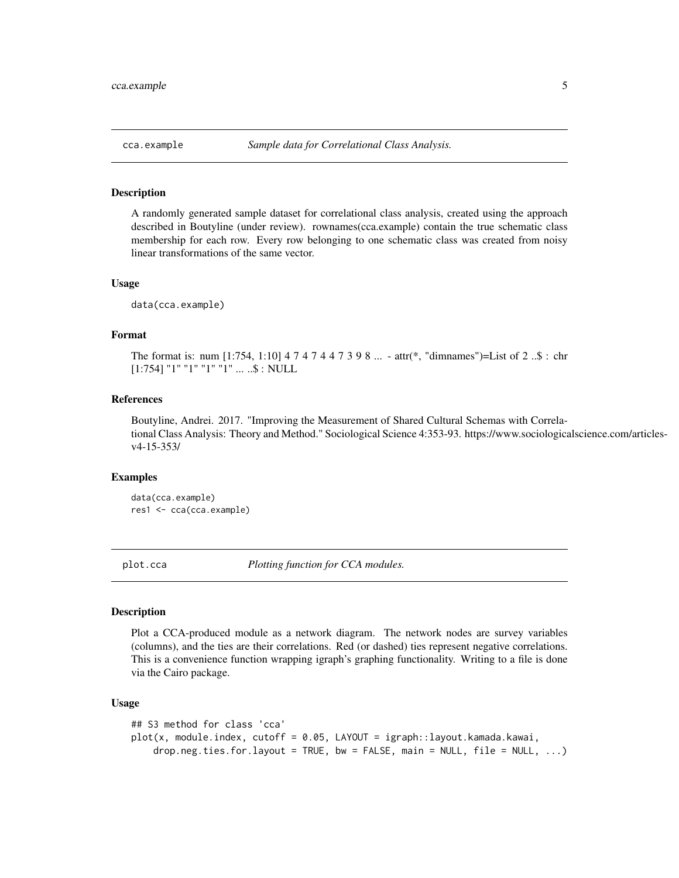## cca.example — *Sample data for Correlational Class Analysis.*

### Description

A randomly generated sample dataset for correlational class analysis, created using the approach described in Boutyline (under review). rownames(cca.example) contain the true schematic class membership for each row. Every row belonging to one schematic class was created from noisy linear transformations of the same vector.

### Usage

```
data(cca.example)
```

### Format

The format is: num [1:754, 1:10] 4 7 4 7 4 4 7 3 9 8 ... - attr(*, "dimnames")=List of 2 ..$ : chr [1:754] "1" "1" "1" "1" ... ..$ : NULL

### References

Boutyline, Andrei. 2017. "Improving the Measurement of Shared Cultural Schemas with Correlational Class Analysis: Theory and Method." Sociological Science 4:353-93. https://www.sociologicalscience.com/articles-v4-15-353/

### Examples

```
data(cca.example)
res1 <- cca(cca.example)
```

## plot.cca — *Plotting function for CCA modules.*

### Description

Plot a CCA-produced module as a network diagram. The network nodes are survey variables (columns), and the ties are their correlations. Red (or dashed) ties represent negative correlations. This is a convenience function wrapping igraph's graphing functionality. Writing to a file is done via the Cairo package.

### Usage

```
## S3 method for class 'cca'
plot(x, module.index, cutoff = 0.05, LAYOUT = igraph::layout.kamada.kawai,
    drop.neg.ties.for.layout = TRUE, bw = FALSE, main = NULL, file = NULL, ...)
```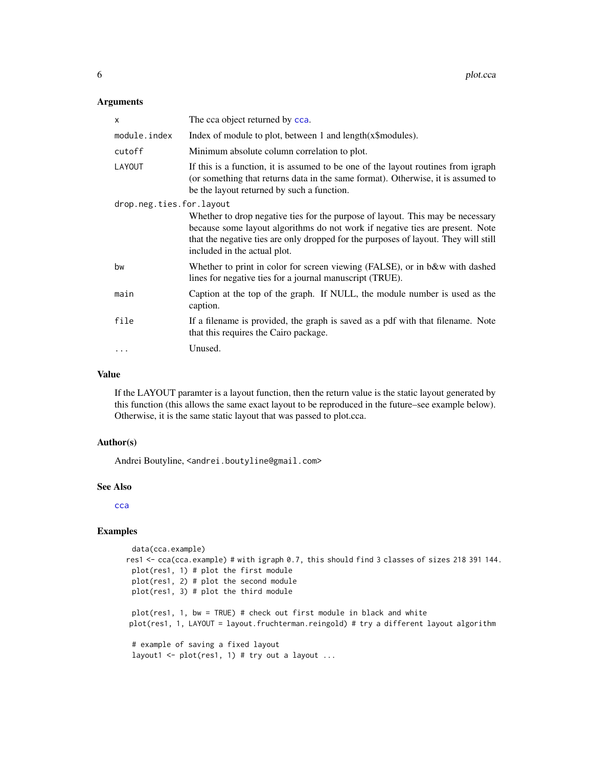### Arguments

| | |
|---|---|
| `x` | The cca object returned by `cca`. |
| `module.index` | Index of module to plot, between 1 and length(x$modules). |
| `cutoff` | Minimum absolute column correlation to plot. |
| `LAYOUT` | If this is a function, it is assumed to be one of the layout routines from igraph (or something that returns data in the same format). Otherwise, it is assumed to be the layout returned by such a function. |
| `drop.neg.ties.for.layout` | Whether to drop negative ties for the purpose of layout. This may be necessary because some layout algorithms do not work if negative ties are present. Note that the negative ties are only dropped for the purposes of layout. They will still included in the actual plot. |
| `bw` | Whether to print in color for screen viewing (FALSE), or in b&w with dashed lines for negative ties for a journal manuscript (TRUE). |
| `main` | Caption at the top of the graph. If NULL, the module number is used as the caption. |
| `file` | If a filename is provided, the graph is saved as a pdf with that filename. Note that this requires the Cairo package. |
| `...` | Unused. |

### Value

If the LAYOUT paramter is a layout function, then the return value is the static layout generated by this function (this allows the same exact layout to be reproduced in the future–see example below). Otherwise, it is the same static layout that was passed to plot.cca.

### Author(s)

Andrei Boutyline, <andrei.boutyline@gmail.com>

### See Also

`cca`

### Examples

```
data(cca.example)
res1 <- cca(cca.example) # with igraph 0.7, this should find 3 classes of sizes 218 391 144.
plot(res1, 1) # plot the first module
plot(res1, 2) # plot the second module
plot(res1, 3) # plot the third module

plot(res1, 1, bw = TRUE) # check out first module in black and white
plot(res1, 1, LAYOUT = layout.fruchterman.reingold) # try a different layout algorithm

# example of saving a fixed layout
layout1 <- plot(res1, 1) # try out a layout ...
```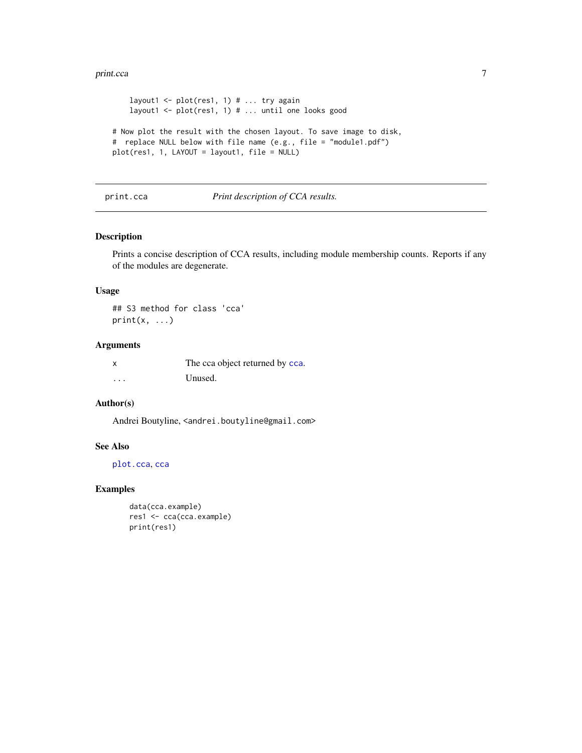```
    layout1 <- plot(res1, 1) # ... try again
    layout1 <- plot(res1, 1) # ... until one looks good

# Now plot the result with the chosen layout. To save image to disk,
#  replace NULL below with file name (e.g., file = "module1.pdf")
plot(res1, 1, LAYOUT = layout1, file = NULL)
```

---

## print.cca *Print description of CCA results.*

---

### Description

Prints a concise description of CCA results, including module membership counts. Reports if any of the modules are degenerate.

### Usage

```
## S3 method for class 'cca'
print(x, ...)
```

### Arguments

| | |
|---|---|
| x | The cca object returned by `cca`. |
| ... | Unused. |

### Author(s)

Andrei Boutyline, `<andrei.boutyline@gmail.com>`

### See Also

`plot.cca`, `cca`

### Examples

```
    data(cca.example)
    res1 <- cca(cca.example)
    print(res1)
```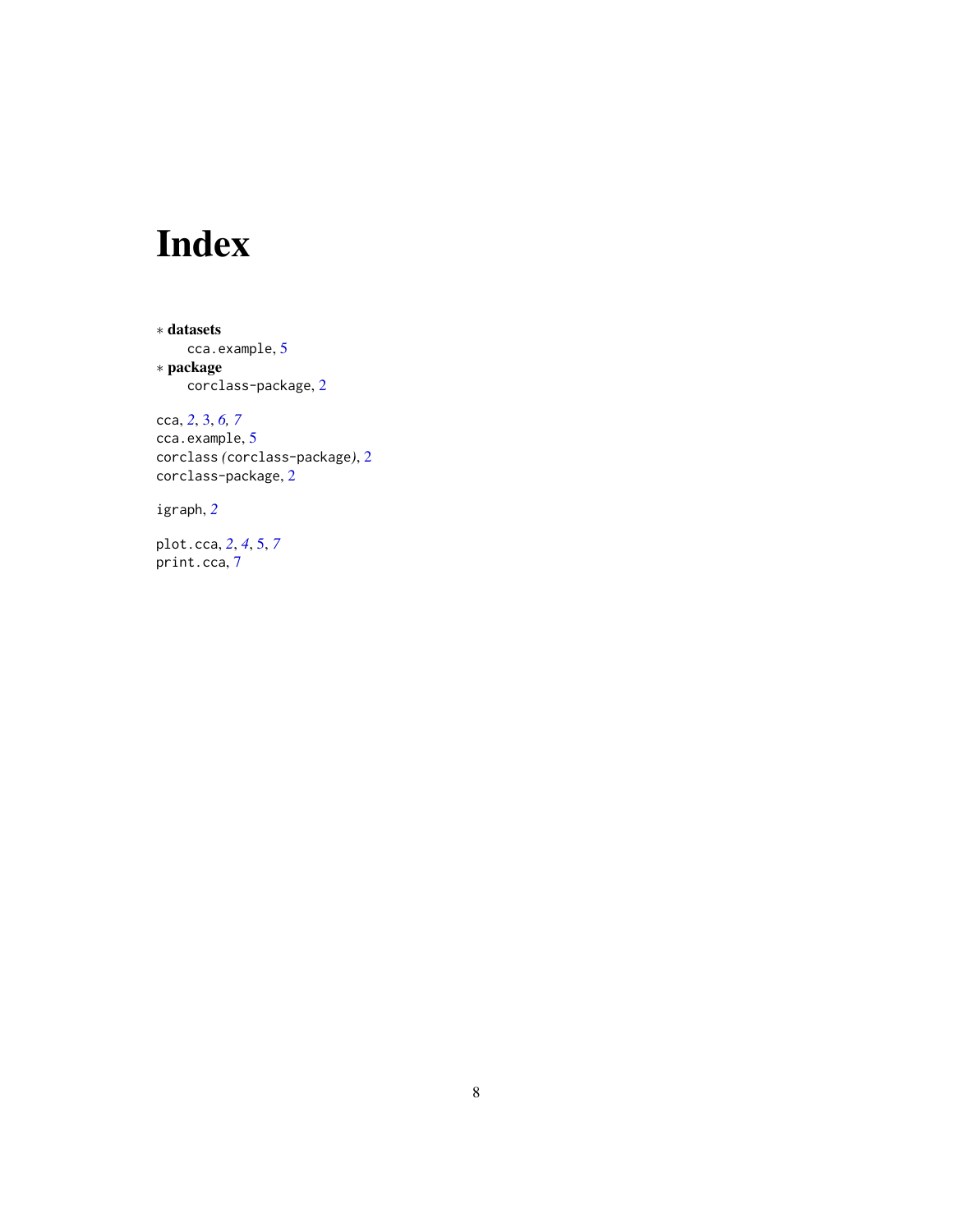# Index

∗ **datasets**
    cca.example, 5

∗ **package**
    corclass-package, 2

cca, *2*, 3, *6, 7*
cca.example, 5
corclass *(*corclass-package*)*, 2
corclass-package, 2

igraph, *2*

plot.cca, *2*, *4*, 5, *7*
print.cca, 7